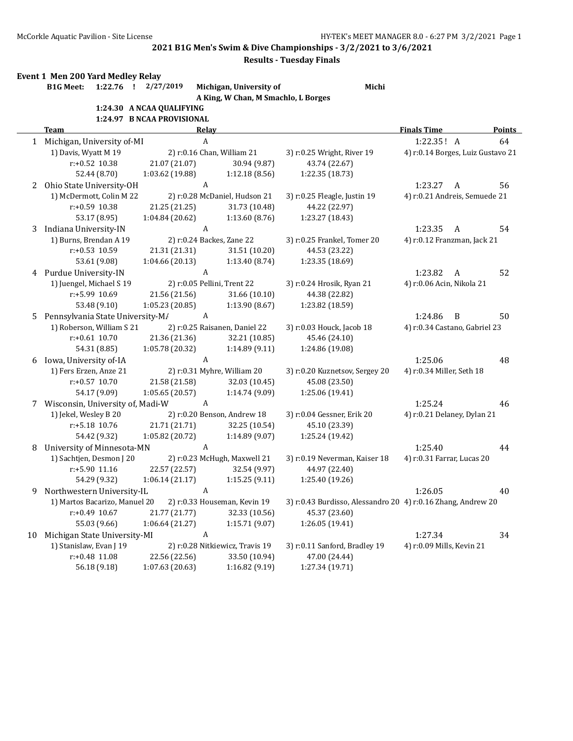## 2021 B1G Men's Swim & Dive Championships - 3/2/2021 to 3/6/2021

### Results - Tuesday Finals

**Event 1 Men 200 Yard Medley Relay**

**B1G Meet: 1:22.76 ! 2/27/2019 Michigan, University of Michi**
**A King, W Chan, M Smachlo, L Borges**

**1:24.30 A NCAA QUALIFYING**
**1:24.97 B NCAA PROVISIONAL**

| | Team | Relay | | | Finals Time | Points |
|---|---|---|---|---|---|---|
| 1 | Michigan, University of-MI | A | | | 1:22.35 ! A | 64 |
| | 1) Davis, Wyatt M 19 | 2) r:0.16 Chan, William 21 | 3) r:0.25 Wright, River 19 | 4) r:0.14 Borges, Luiz Gustavo 21 | | |
| | r:+0.52 10.38 | 21.07 (21.07) | 30.94 (9.87) | 43.74 (22.67) | | |
| | 52.44 (8.70) | 1:03.62 (19.88) | 1:12.18 (8.56) | 1:22.35 (18.73) | | |
| 2 | Ohio State University-OH | A | | | 1:23.27 A | 56 |
| | 1) McDermott, Colin M 22 | 2) r:0.28 McDaniel, Hudson 21 | 3) r:0.25 Fleagle, Justin 19 | 4) r:0.21 Andreis, Semuede 21 | | |
| | r:+0.59 10.38 | 21.25 (21.25) | 31.73 (10.48) | 44.22 (22.97) | | |
| | 53.17 (8.95) | 1:04.84 (20.62) | 1:13.60 (8.76) | 1:23.27 (18.43) | | |
| 3 | Indiana University-IN | A | | | 1:23.35 A | 54 |
| | 1) Burns, Brendan A 19 | 2) r:0.24 Backes, Zane 22 | 3) r:0.25 Frankel, Tomer 20 | 4) r:0.12 Franzman, Jack 21 | | |
| | r:+0.53 10.59 | 21.31 (21.31) | 31.51 (10.20) | 44.53 (23.22) | | |
| | 53.61 (9.08) | 1:04.66 (20.13) | 1:13.40 (8.74) | 1:23.35 (18.69) | | |
| 4 | Purdue University-IN | A | | | 1:23.82 A | 52 |
| | 1) Juengel, Michael S 19 | 2) r:0.05 Pellini, Trent 22 | 3) r:0.24 Hrosik, Ryan 21 | 4) r:0.06 Acin, Nikola 21 | | |
| | r:+5.99 10.69 | 21.56 (21.56) | 31.66 (10.10) | 44.38 (22.82) | | |
| | 53.48 (9.10) | 1:05.23 (20.85) | 1:13.90 (8.67) | 1:23.82 (18.59) | | |
| 5 | Pennsylvania State University-MA | A | | | 1:24.86 B | 50 |
| | 1) Roberson, William S 21 | 2) r:0.25 Raisanen, Daniel 22 | 3) r:0.03 Houck, Jacob 18 | 4) r:0.34 Castano, Gabriel 23 | | |
| | r:+0.61 10.70 | 21.36 (21.36) | 32.21 (10.85) | 45.46 (24.10) | | |
| | 54.31 (8.85) | 1:05.78 (20.32) | 1:14.89 (9.11) | 1:24.86 (19.08) | | |
| 6 | Iowa, University of-IA | A | | | 1:25.06 | 48 |
| | 1) Fers Erzen, Anze 21 | 2) r:0.31 Myhre, William 20 | 3) r:0.20 Kuznetsov, Sergey 20 | 4) r:0.34 Miller, Seth 18 | | |
| | r:+0.57 10.70 | 21.58 (21.58) | 32.03 (10.45) | 45.08 (23.50) | | |
| | 54.17 (9.09) | 1:05.65 (20.57) | 1:14.74 (9.09) | 1:25.06 (19.41) | | |
| 7 | Wisconsin, University of, Madi-W | A | | | 1:25.24 | 46 |
| | 1) Jekel, Wesley B 20 | 2) r:0.20 Benson, Andrew 18 | 3) r:0.04 Gessner, Erik 20 | 4) r:0.21 Delaney, Dylan 21 | | |
| | r:+5.18 10.76 | 21.71 (21.71) | 32.25 (10.54) | 45.10 (23.39) | | |
| | 54.42 (9.32) | 1:05.82 (20.72) | 1:14.89 (9.07) | 1:25.24 (19.42) | | |
| 8 | University of Minnesota-MN | A | | | 1:25.40 | 44 |
| | 1) Sachtjen, Desmon J 20 | 2) r:0.23 McHugh, Maxwell 21 | 3) r:0.19 Neverman, Kaiser 18 | 4) r:0.31 Farrar, Lucas 20 | | |
| | r:+5.90 11.16 | 22.57 (22.57) | 32.54 (9.97) | 44.97 (22.40) | | |
| | 54.29 (9.32) | 1:06.14 (21.17) | 1:15.25 (9.11) | 1:25.40 (19.26) | | |
| 9 | Northwestern University-IL | A | | | 1:26.05 | 40 |
| | 1) Martos Bacarizo, Manuel 20 | 2) r:0.33 Houseman, Kevin 19 | 3) r:0.43 Burdisso, Alessandro 20 | 4) r:0.16 Zhang, Andrew 20 | | |
| | r:+0.49 10.67 | 21.77 (21.77) | 32.33 (10.56) | 45.37 (23.60) | | |
| | 55.03 (9.66) | 1:06.64 (21.27) | 1:15.71 (9.07) | 1:26.05 (19.41) | | |
| 10 | Michigan State University-MI | A | | | 1:27.34 | 34 |
| | 1) Stanislaw, Evan J 19 | 2) r:0.28 Nitkiewicz, Travis 19 | 3) r:0.11 Sanford, Bradley 19 | 4) r:0.09 Mills, Kevin 21 | | |
| | r:+0.48 11.08 | 22.56 (22.56) | 33.50 (10.94) | 47.00 (24.44) | | |
| | 56.18 (9.18) | 1:07.63 (20.63) | 1:16.82 (9.19) | 1:27.34 (19.71) | | |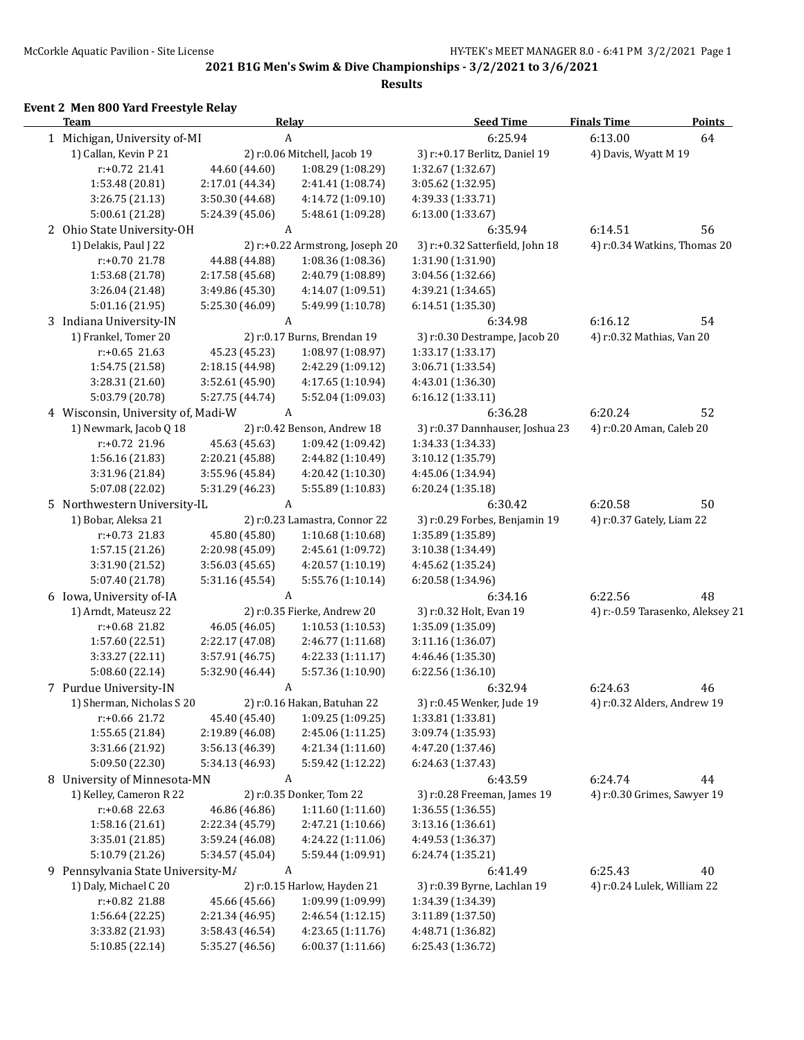**2021 B1G Men's Swim & Dive Championships - 3/2/2021 to 3/6/2021**

**Results**

### Event 2 Men 800 Yard Freestyle Relay

| | Team | Relay | Seed Time | Finals Time | Points |
|---|---|---|---|---|---|
| 1 | Michigan, University of-MI | A | 6:25.94 | 6:13.00 | 64 |
| | 1) Callan, Kevin P 21 | 2) r:0.06 Mitchell, Jacob 19 | 3) r:+0.17 Berlitz, Daniel 19 | 4) Davis, Wyatt M 19 | |
| | r:+0.72 21.41 | 44.60 (44.60) | 1:08.29 (1:08.29) | 1:32.67 (1:32.67) | |
| | 1:53.48 (20.81) | 2:17.01 (44.34) | 2:41.41 (1:08.74) | 3:05.62 (1:32.95) | |
| | 3:26.75 (21.13) | 3:50.30 (44.68) | 4:14.72 (1:09.10) | 4:39.33 (1:33.71) | |
| | 5:00.61 (21.28) | 5:24.39 (45.06) | 5:48.61 (1:09.28) | 6:13.00 (1:33.67) | |
| 2 | Ohio State University-OH | A | 6:35.94 | 6:14.51 | 56 |
| | 1) Delakis, Paul J 22 | 2) r:+0.22 Armstrong, Joseph 20 | 3) r:+0.32 Satterfield, John 18 | 4) r:0.34 Watkins, Thomas 20 | |
| | r:+0.70 21.78 | 44.88 (44.88) | 1:08.36 (1:08.36) | 1:31.90 (1:31.90) | |
| | 1:53.68 (21.78) | 2:17.58 (45.68) | 2:40.79 (1:08.89) | 3:04.56 (1:32.66) | |
| | 3:26.04 (21.48) | 3:49.86 (45.30) | 4:14.07 (1:09.51) | 4:39.21 (1:34.65) | |
| | 5:01.16 (21.95) | 5:25.30 (46.09) | 5:49.99 (1:10.78) | 6:14.51 (1:35.30) | |
| 3 | Indiana University-IN | A | 6:34.98 | 6:16.12 | 54 |
| | 1) Frankel, Tomer 20 | 2) r:0.17 Burns, Brendan 19 | 3) r:0.30 Destrampe, Jacob 20 | 4) r:0.32 Mathias, Van 20 | |
| | r:+0.65 21.63 | 45.23 (45.23) | 1:08.97 (1:08.97) | 1:33.17 (1:33.17) | |
| | 1:54.75 (21.58) | 2:18.15 (44.98) | 2:42.29 (1:09.12) | 3:06.71 (1:33.54) | |
| | 3:28.31 (21.60) | 3:52.61 (45.90) | 4:17.65 (1:10.94) | 4:43.01 (1:36.30) | |
| | 5:03.79 (20.78) | 5:27.75 (44.74) | 5:52.04 (1:09.03) | 6:16.12 (1:33.11) | |
| 4 | Wisconsin, University of, Madi-W | A | 6:36.28 | 6:20.24 | 52 |
| | 1) Newmark, Jacob Q 18 | 2) r:0.42 Benson, Andrew 18 | 3) r:0.37 Dannhauser, Joshua 23 | 4) r:0.20 Aman, Caleb 20 | |
| | r:+0.72 21.96 | 45.63 (45.63) | 1:09.42 (1:09.42) | 1:34.33 (1:34.33) | |
| | 1:56.16 (21.83) | 2:20.21 (45.88) | 2:44.82 (1:10.49) | 3:10.12 (1:35.79) | |
| | 3:31.96 (21.84) | 3:55.96 (45.84) | 4:20.42 (1:10.30) | 4:45.06 (1:34.94) | |
| | 5:07.08 (22.02) | 5:31.29 (46.23) | 5:55.89 (1:10.83) | 6:20.24 (1:35.18) | |
| 5 | Northwestern University-IL | A | 6:30.42 | 6:20.58 | 50 |
| | 1) Bobar, Aleksa 21 | 2) r:0.23 Lamastra, Connor 22 | 3) r:0.29 Forbes, Benjamin 19 | 4) r:0.37 Gately, Liam 22 | |
| | r:+0.73 21.83 | 45.80 (45.80) | 1:10.68 (1:10.68) | 1:35.89 (1:35.89) | |
| | 1:57.15 (21.26) | 2:20.98 (45.09) | 2:45.61 (1:09.72) | 3:10.38 (1:34.49) | |
| | 3:31.90 (21.52) | 3:56.03 (45.65) | 4:20.57 (1:10.19) | 4:45.62 (1:35.24) | |
| | 5:07.40 (21.78) | 5:31.16 (45.54) | 5:55.76 (1:10.14) | 6:20.58 (1:34.96) | |
| 6 | Iowa, University of-IA | A | 6:34.16 | 6:22.56 | 48 |
| | 1) Arndt, Mateusz 22 | 2) r:0.35 Fierke, Andrew 20 | 3) r:0.32 Holt, Evan 19 | 4) r:-0.59 Tarasenko, Aleksey 21 | |
| | r:+0.68 21.82 | 46.05 (46.05) | 1:10.53 (1:10.53) | 1:35.09 (1:35.09) | |
| | 1:57.60 (22.51) | 2:22.17 (47.08) | 2:46.77 (1:11.68) | 3:11.16 (1:36.07) | |
| | 3:33.27 (22.11) | 3:57.91 (46.75) | 4:22.33 (1:11.17) | 4:46.46 (1:35.30) | |
| | 5:08.60 (22.14) | 5:32.90 (46.44) | 5:57.36 (1:10.90) | 6:22.56 (1:36.10) | |
| 7 | Purdue University-IN | A | 6:32.94 | 6:24.63 | 46 |
| | 1) Sherman, Nicholas S 20 | 2) r:0.16 Hakan, Batuhan 22 | 3) r:0.45 Wenker, Jude 19 | 4) r:0.32 Alders, Andrew 19 | |
| | r:+0.66 21.72 | 45.40 (45.40) | 1:09.25 (1:09.25) | 1:33.81 (1:33.81) | |
| | 1:55.65 (21.84) | 2:19.89 (46.08) | 2:45.06 (1:11.25) | 3:09.74 (1:35.93) | |
| | 3:31.66 (21.92) | 3:56.13 (46.39) | 4:21.34 (1:11.60) | 4:47.20 (1:37.46) | |
| | 5:09.50 (22.30) | 5:34.13 (46.93) | 5:59.42 (1:12.22) | 6:24.63 (1:37.43) | |
| 8 | University of Minnesota-MN | A | 6:43.59 | 6:24.74 | 44 |
| | 1) Kelley, Cameron R 22 | 2) r:0.35 Donker, Tom 22 | 3) r:0.28 Freeman, James 19 | 4) r:0.30 Grimes, Sawyer 19 | |
| | r:+0.68 22.63 | 46.86 (46.86) | 1:11.60 (1:11.60) | 1:36.55 (1:36.55) | |
| | 1:58.16 (21.61) | 2:22.34 (45.79) | 2:47.21 (1:10.66) | 3:13.16 (1:36.61) | |
| | 3:35.01 (21.85) | 3:59.24 (46.08) | 4:24.22 (1:11.06) | 4:49.53 (1:36.37) | |
| | 5:10.79 (21.26) | 5:34.57 (45.04) | 5:59.44 (1:09.91) | 6:24.74 (1:35.21) | |
| 9 | Pennsylvania State University-MA | A | 6:41.49 | 6:25.43 | 40 |
| | 1) Daly, Michael C 20 | 2) r:0.15 Harlow, Hayden 21 | 3) r:0.39 Byrne, Lachlan 19 | 4) r:0.24 Lulek, William 22 | |
| | r:+0.82 21.88 | 45.66 (45.66) | 1:09.99 (1:09.99) | 1:34.39 (1:34.39) | |
| | 1:56.64 (22.25) | 2:21.34 (46.95) | 2:46.54 (1:12.15) | 3:11.89 (1:37.50) | |
| | 3:33.82 (21.93) | 3:58.43 (46.54) | 4:23.65 (1:11.76) | 4:48.71 (1:36.82) | |
| | 5:10.85 (22.14) | 5:35.27 (46.56) | 6:00.37 (1:11.66) | 6:25.43 (1:36.72) | |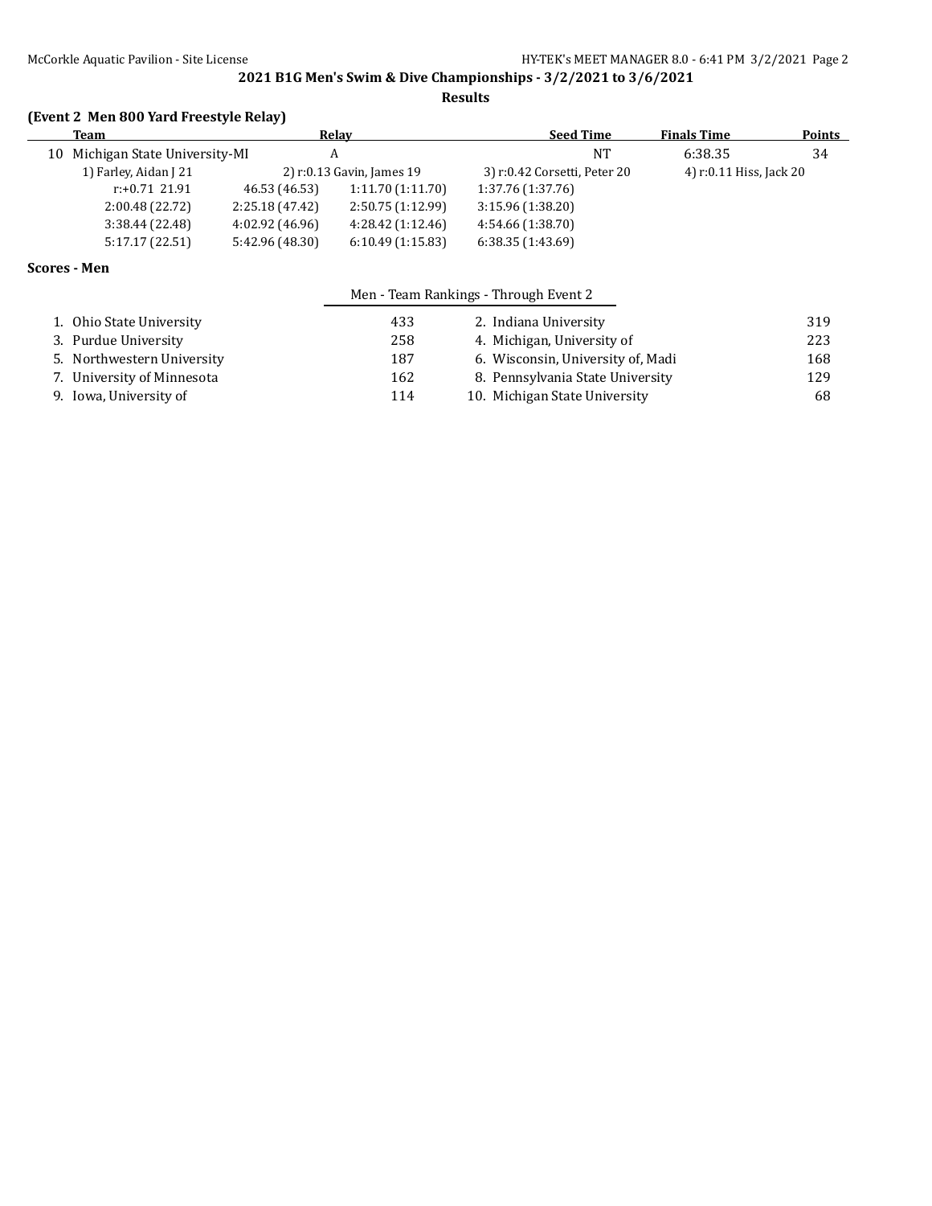**2021 B1G Men's Swim & Dive Championships - 3/2/2021 to 3/6/2021**

**Results**

**(Event 2 Men 800 Yard Freestyle Relay)**

| | Team | Relay | Seed Time | Finals Time | Points |
|---|---|---|---|---|---|
| 10 | Michigan State University-MI | A | NT | 6:38.35 | 34 |

1) Farley, Aidan J 21 | 2) r:0.13 Gavin, James 19 | 3) r:0.42 Corsetti, Peter 20 | 4) r:0.11 Hiss, Jack 20

| | | | |
|---|---|---|---|
| r:+0.71 21.91 | 46.53 (46.53) | 1:11.70 (1:11.70) | 1:37.76 (1:37.76) |
| 2:00.48 (22.72) | 2:25.18 (47.42) | 2:50.75 (1:12.99) | 3:15.96 (1:38.20) |
| 3:38.44 (22.48) | 4:02.92 (46.96) | 4:28.42 (1:12.46) | 4:54.66 (1:38.70) |
| 5:17.17 (22.51) | 5:42.96 (48.30) | 6:10.49 (1:15.83) | 6:38.35 (1:43.69) |

## Scores - Men

Men - Team Rankings - Through Event 2

| | | | |
|---|---|---|---|
| 1. Ohio State University | 433 | 2. Indiana University | 319 |
| 3. Purdue University | 258 | 4. Michigan, University of | 223 |
| 5. Northwestern University | 187 | 6. Wisconsin, University of, Madi | 168 |
| 7. University of Minnesota | 162 | 8. Pennsylvania State University | 129 |
| 9. Iowa, University of | 114 | 10. Michigan State University | 68 |